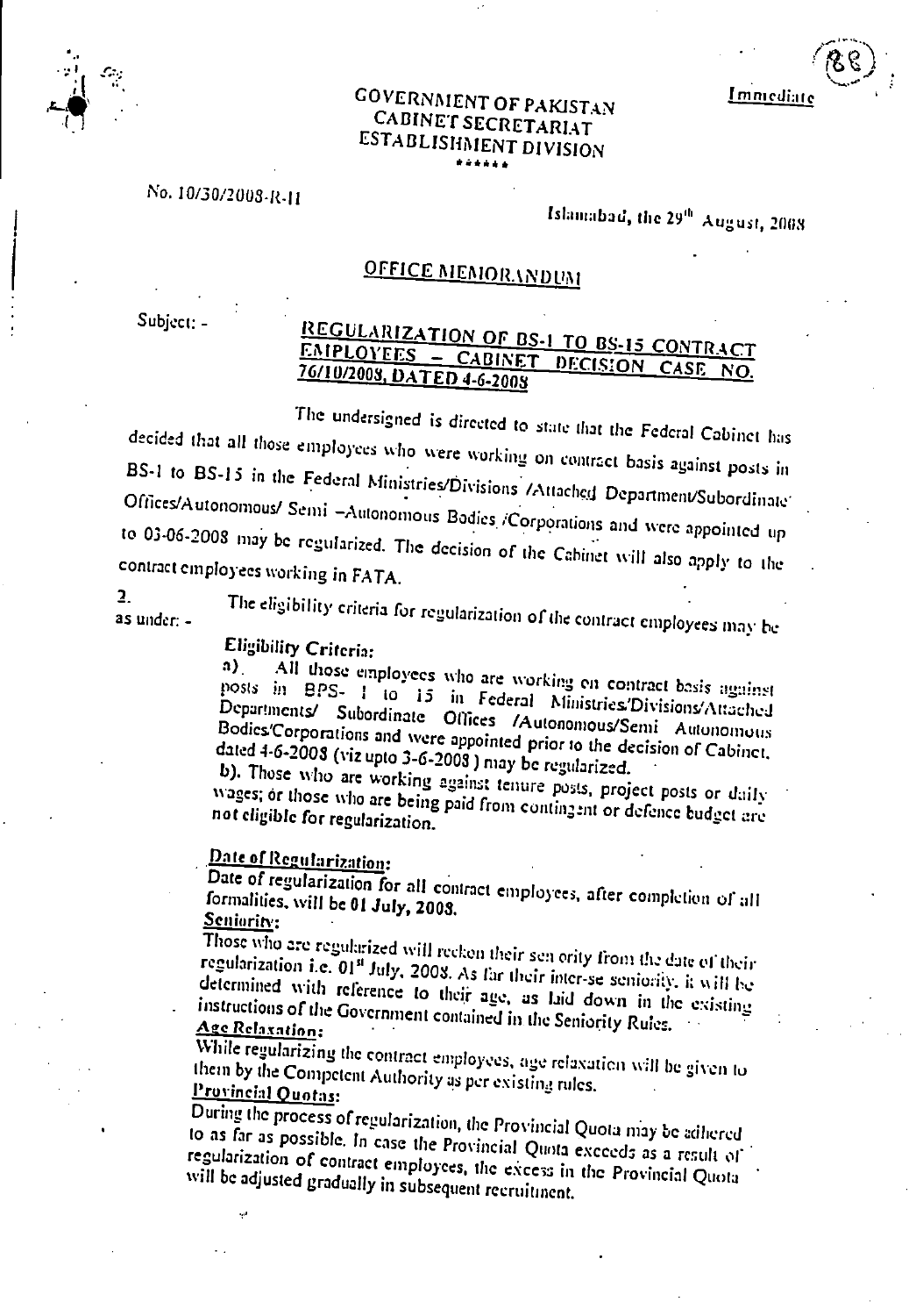Immediate

**GOVERNMENT OF PAKISTAN**
**CABINET SECRETARIAT**
**ESTABLISHMENT DIVISION**
\*\*\*\*\*\*

No. 10/30/2008-R-II

Islamabad, the 29th August, 2008

## OFFICE MEMORANDUM

Subject: - **REGULARIZATION OF BS-1 TO BS-15 CONTRACT EMPLOYEES – CABINET DECISION CASE NO. 76/10/2008, DATED 4-6-2008**

The undersigned is directed to state that the Federal Cabinet has decided that all those employees who were working on contract basis against posts in BS-1 to BS-15 in the Federal Ministries/Divisions /Attached Department/Subordinate Offices/Autonomous/ Semi –Autonomous Bodies /Corporations and were appointed up to 03-06-2008 may be regularized. The decision of the Cabinet will also apply to the contract employees working in FATA.

2. The eligibility criteria for regularization of the contract employees may be as under: -

**Eligibility Criteria:**

a). All those employees who are working on contract basis against posts in BPS- 1 to 15 in Federal Ministries/Divisions/Attached Departments/ Subordinate Offices /Autonomous/Semi Autonomous Bodies/Corporations and were appointed prior to the decision of Cabinet, dated 4-6-2008 (viz upto 3-6-2008 ) may be regularized.

b). Those who are working against tenure posts, project posts or daily wages; or those who are being paid from contingent or defence budget are not eligible for regularization.

**Date of Regularization:**

Date of regularization for all contract employees, after completion of all formalities, will be **01 July, 2008.**

**Seniority:**

Those who are regularized will reckon their seniority from the date of their regularization i.e. 01st July, 2008. As far their inter-se seniority, it will be determined with reference to their age, as laid down in the existing instructions of the Government contained in the Seniority Rules.

**Age Relaxation:**

While regularizing the contract employees, age relaxation will be given to them by the Competent Authority as per existing rules.

**Provincial Quotas:**

During the process of regularization, the Provincial Quota may be adhered to as far as possible. In case the Provincial Quota exceeds as a result of regularization of contract employees, the excess in the Provincial Quota will be adjusted gradually in subsequent recruitment.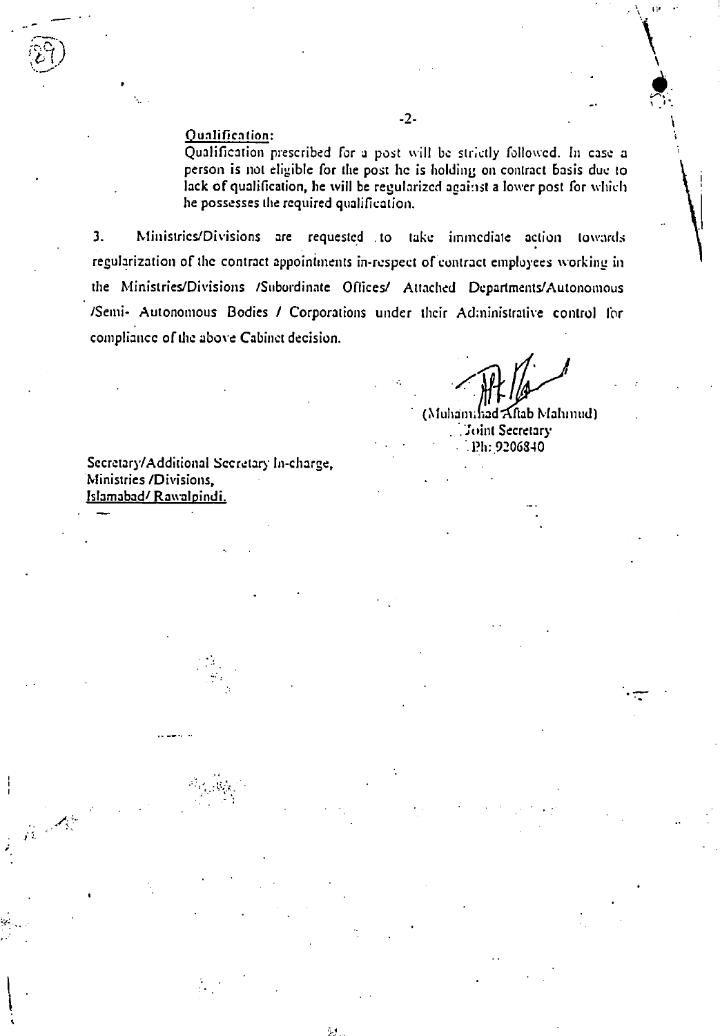Qualification:

Qualification prescribed for a post will be strictly followed. In case a person is not eligible for the post he is holding on contract basis due to lack of qualification, he will be regularized against a lower post for which he possesses the required qualification.

3. Ministries/Divisions are requested to take immediate action towards regularization of the contract appointments in-respect of contract employees working in the Ministries/Divisions /Subordinate Offices/ Attached Departments/Autonomous /Semi- Autonomous Bodies / Corporations under their Administrative control for compliance of the above Cabinet decision.

(Muhammad Aftab Mahmud)
Joint Secretary
Ph: 9206840

Secretary/Additional Secretary In-charge,
Ministries /Divisions,
Islamabad/ Rawalpindi.